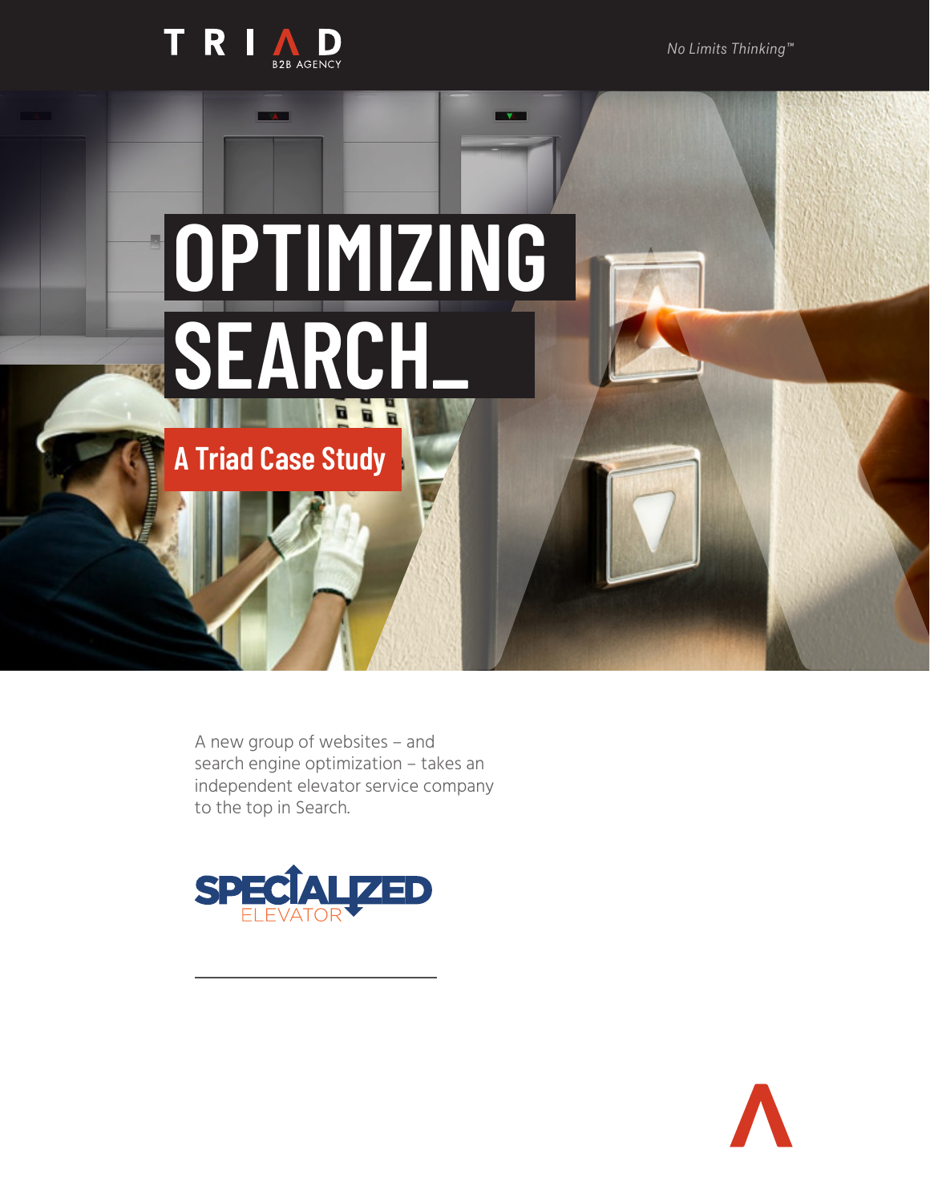TRIAD B2B AGENCY

*No Limits Thinking™*

# OPTIMIZING SEARCH_

## A Triad Case Study

A new group of websites – and search engine optimization – takes an independent elevator service company to the top in Search.

SPECIALIZED ELEVATOR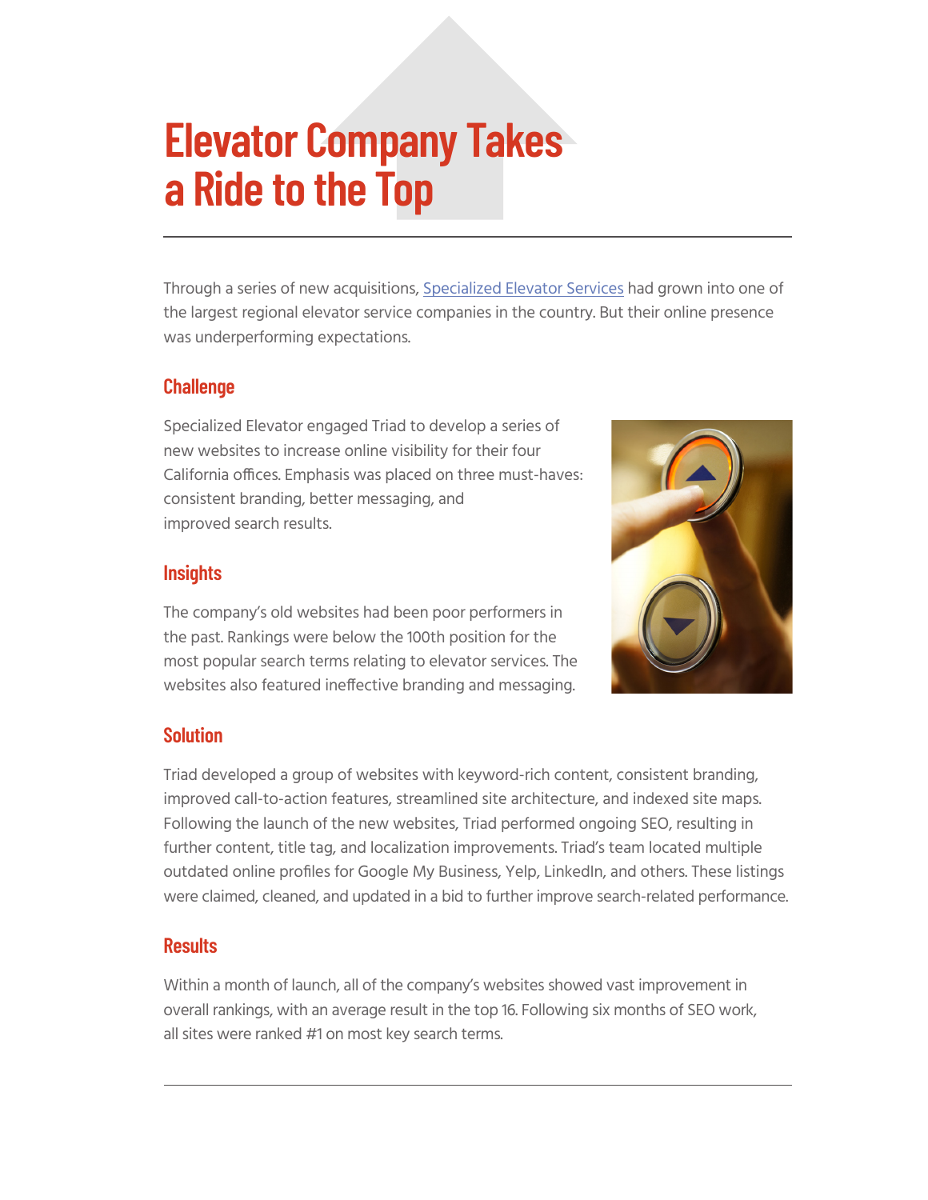# Elevator Company Takes a Ride to the Top

Through a series of new acquisitions, [Specialized Elevator Services] had grown into one of the largest regional elevator service companies in the country. But their online presence was underperforming expectations.

## Challenge

Specialized Elevator engaged Triad to develop a series of new websites to increase online visibility for their four California offices. Emphasis was placed on three must-haves: consistent branding, better messaging, and improved search results.

## Insights

The company's old websites had been poor performers in the past. Rankings were below the 100th position for the most popular search terms relating to elevator services. The websites also featured ineffective branding and messaging.

## Solution

Triad developed a group of websites with keyword-rich content, consistent branding, improved call-to-action features, streamlined site architecture, and indexed site maps. Following the launch of the new websites, Triad performed ongoing SEO, resulting in further content, title tag, and localization improvements. Triad's team located multiple outdated online profiles for Google My Business, Yelp, LinkedIn, and others. These listings were claimed, cleaned, and updated in a bid to further improve search-related performance.

## Results

Within a month of launch, all of the company's websites showed vast improvement in overall rankings, with an average result in the top 16. Following six months of SEO work, all sites were ranked #1 on most key search terms.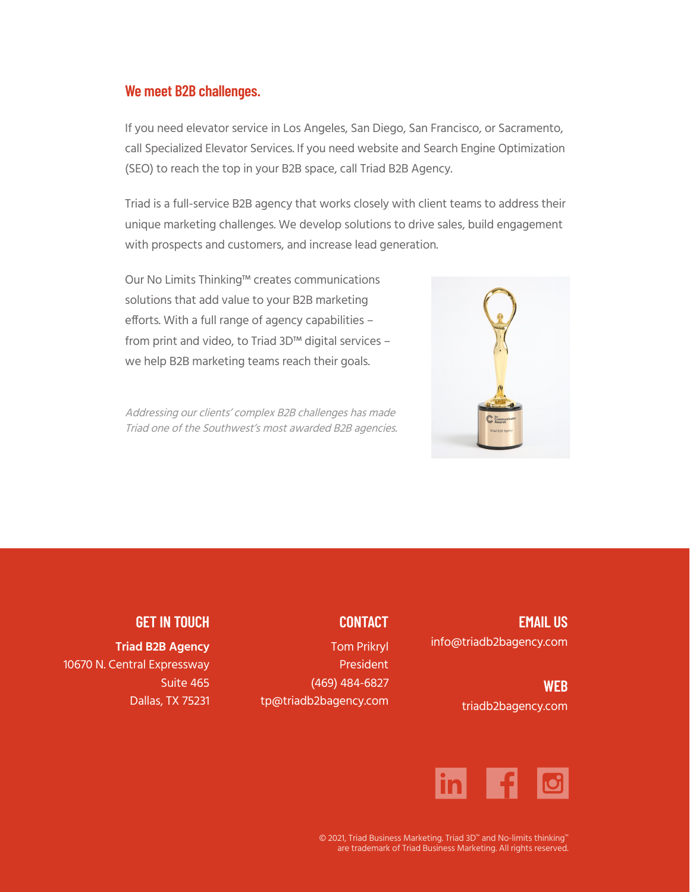## We meet B2B challenges.

If you need elevator service in Los Angeles, San Diego, San Francisco, or Sacramento, call Specialized Elevator Services. If you need website and Search Engine Optimization (SEO) to reach the top in your B2B space, call Triad B2B Agency.

Triad is a full-service B2B agency that works closely with client teams to address their unique marketing challenges. We develop solutions to drive sales, build engagement with prospects and customers, and increase lead generation.

Our No Limits Thinking™ creates communications solutions that add value to your B2B marketing efforts. With a full range of agency capabilities – from print and video, to Triad 3D™ digital services – we help B2B marketing teams reach their goals.

*Addressing our clients' complex B2B challenges has made Triad one of the Southwest's most awarded B2B agencies.*

### GET IN TOUCH

**Triad B2B Agency**
10670 N. Central Expressway
Suite 465
Dallas, TX 75231

### CONTACT

Tom Prikryl
President
(469) 484-6827
tp@triadb2bagency.com

### EMAIL US

info@triadb2bagency.com

### WEB

triadb2bagency.com

© 2021, Triad Business Marketing. Triad 3D™ and No-limits thinking™ are trademark of Triad Business Marketing. All rights reserved.